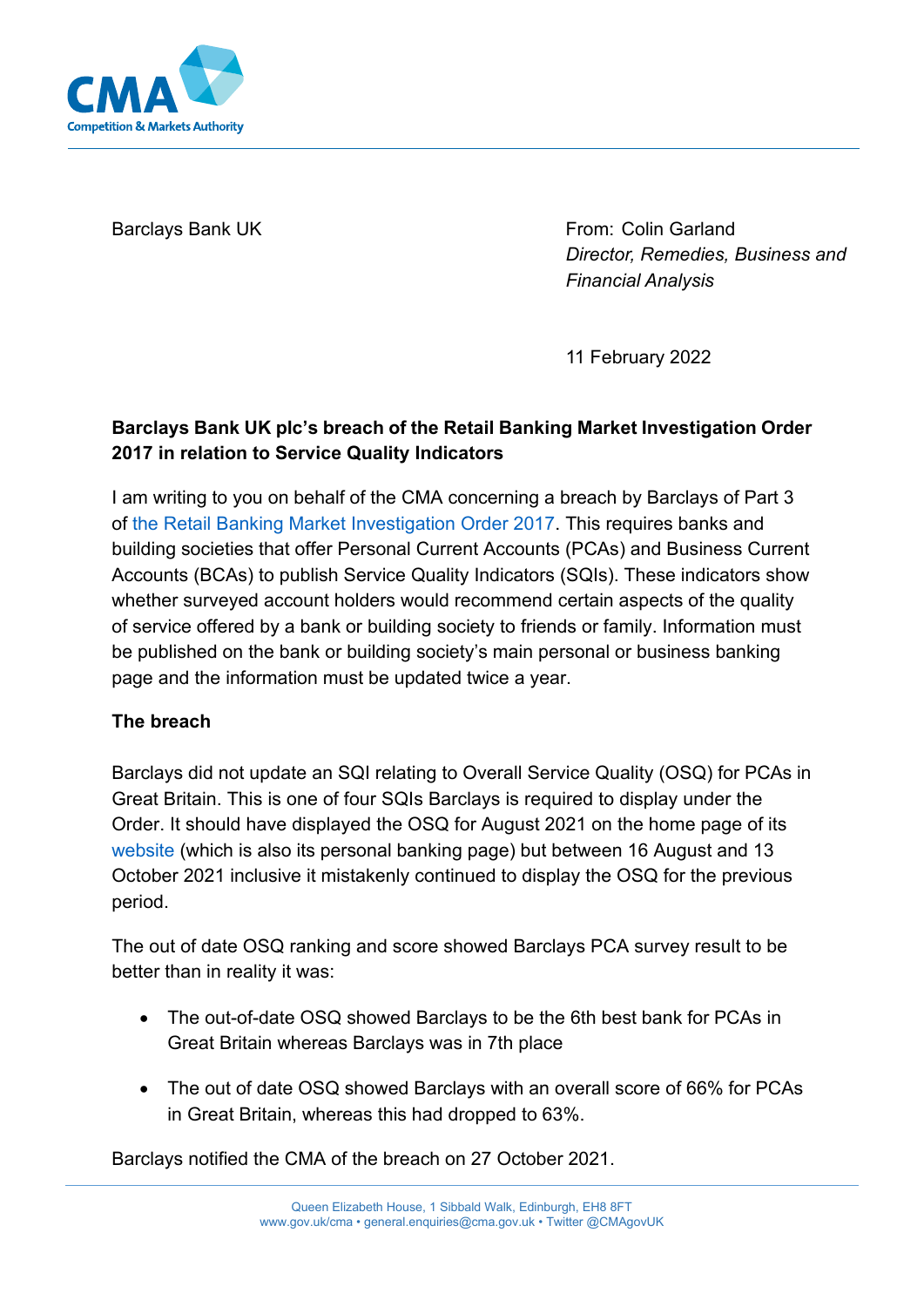Barclays Bank UK

From: Colin Garland
*Director, Remedies, Business and Financial Analysis*

11 February 2022

**Barclays Bank UK plc's breach of the Retail Banking Market Investigation Order 2017 in relation to Service Quality Indicators**

I am writing to you on behalf of the CMA concerning a breach by Barclays of Part 3 of the Retail Banking Market Investigation Order 2017. This requires banks and building societies that offer Personal Current Accounts (PCAs) and Business Current Accounts (BCAs) to publish Service Quality Indicators (SQIs). These indicators show whether surveyed account holders would recommend certain aspects of the quality of service offered by a bank or building society to friends or family. Information must be published on the bank or building society's main personal or business banking page and the information must be updated twice a year.

**The breach**

Barclays did not update an SQI relating to Overall Service Quality (OSQ) for PCAs in Great Britain. This is one of four SQIs Barclays is required to display under the Order. It should have displayed the OSQ for August 2021 on the home page of its website (which is also its personal banking page) but between 16 August and 13 October 2021 inclusive it mistakenly continued to display the OSQ for the previous period.

The out of date OSQ ranking and score showed Barclays PCA survey result to be better than in reality it was:

- The out-of-date OSQ showed Barclays to be the 6th best bank for PCAs in Great Britain whereas Barclays was in 7th place
- The out of date OSQ showed Barclays with an overall score of 66% for PCAs in Great Britain, whereas this had dropped to 63%.

Barclays notified the CMA of the breach on 27 October 2021.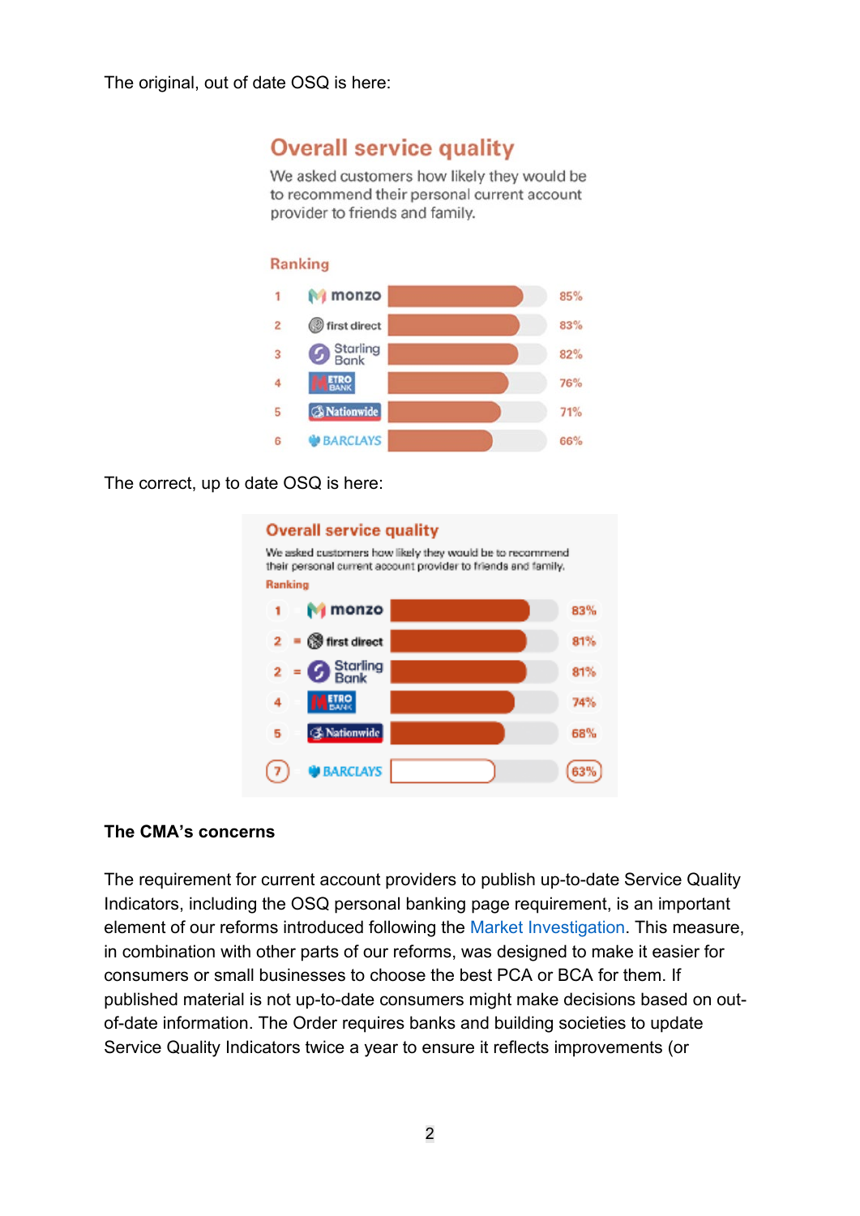The original, out of date OSQ is here:

## Overall service quality

We asked customers how likely they would be to recommend their personal current account provider to friends and family.

Ranking

| Rank | Provider | Score |
|---|---|---|
| 1 | monzo | 85% |
| 2 | first direct | 83% |
| 3 | Starling Bank | 82% |
| 4 | METRO BANK | 76% |
| 5 | Nationwide | 71% |
| 6 | BARCLAYS | 66% |

The correct, up to date OSQ is here:

## Overall service quality

We asked customers how likely they would be to recommend their personal current account provider to friends and family.

Ranking

| Rank | Provider | Score |
|---|---|---|
| 1 | monzo | 83% |
| 2 = | first direct | 81% |
| 2 = | Starling Bank | 81% |
| 4 | METRO BANK | 74% |
| 5 | Nationwide | 68% |
| 7 | BARCLAYS | 63% |

**The CMA's concerns**

The requirement for current account providers to publish up-to-date Service Quality Indicators, including the OSQ personal banking page requirement, is an important element of our reforms introduced following the Market Investigation. This measure, in combination with other parts of our reforms, was designed to make it easier for consumers or small businesses to choose the best PCA or BCA for them. If published material is not up-to-date consumers might make decisions based on out-of-date information. The Order requires banks and building societies to update Service Quality Indicators twice a year to ensure it reflects improvements (or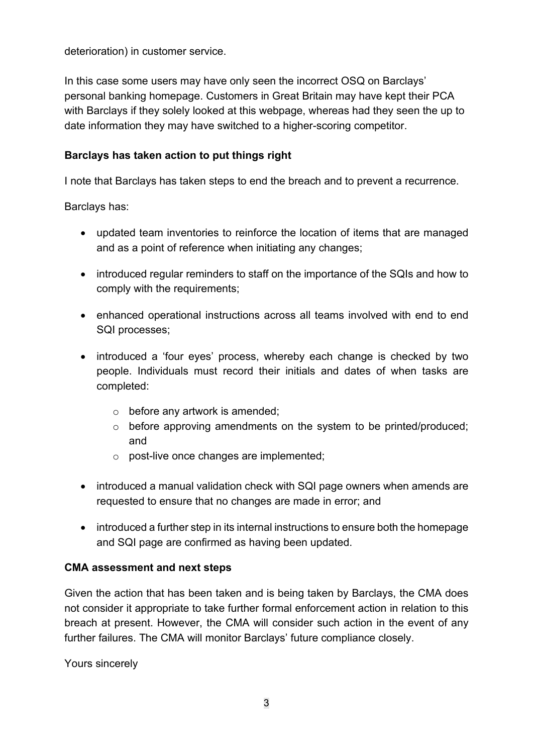deterioration) in customer service.

In this case some users may have only seen the incorrect OSQ on Barclays' personal banking homepage. Customers in Great Britain may have kept their PCA with Barclays if they solely looked at this webpage, whereas had they seen the up to date information they may have switched to a higher-scoring competitor.

**Barclays has taken action to put things right**

I note that Barclays has taken steps to end the breach and to prevent a recurrence.

Barclays has:

- updated team inventories to reinforce the location of items that are managed and as a point of reference when initiating any changes;
- introduced regular reminders to staff on the importance of the SQIs and how to comply with the requirements;
- enhanced operational instructions across all teams involved with end to end SQI processes;
- introduced a 'four eyes' process, whereby each change is checked by two people. Individuals must record their initials and dates of when tasks are completed:
    - before any artwork is amended;
    - before approving amendments on the system to be printed/produced; and
    - post-live once changes are implemented;
- introduced a manual validation check with SQI page owners when amends are requested to ensure that no changes are made in error; and
- introduced a further step in its internal instructions to ensure both the homepage and SQI page are confirmed as having been updated.

**CMA assessment and next steps**

Given the action that has been taken and is being taken by Barclays, the CMA does not consider it appropriate to take further formal enforcement action in relation to this breach at present. However, the CMA will consider such action in the event of any further failures. The CMA will monitor Barclays' future compliance closely.

Yours sincerely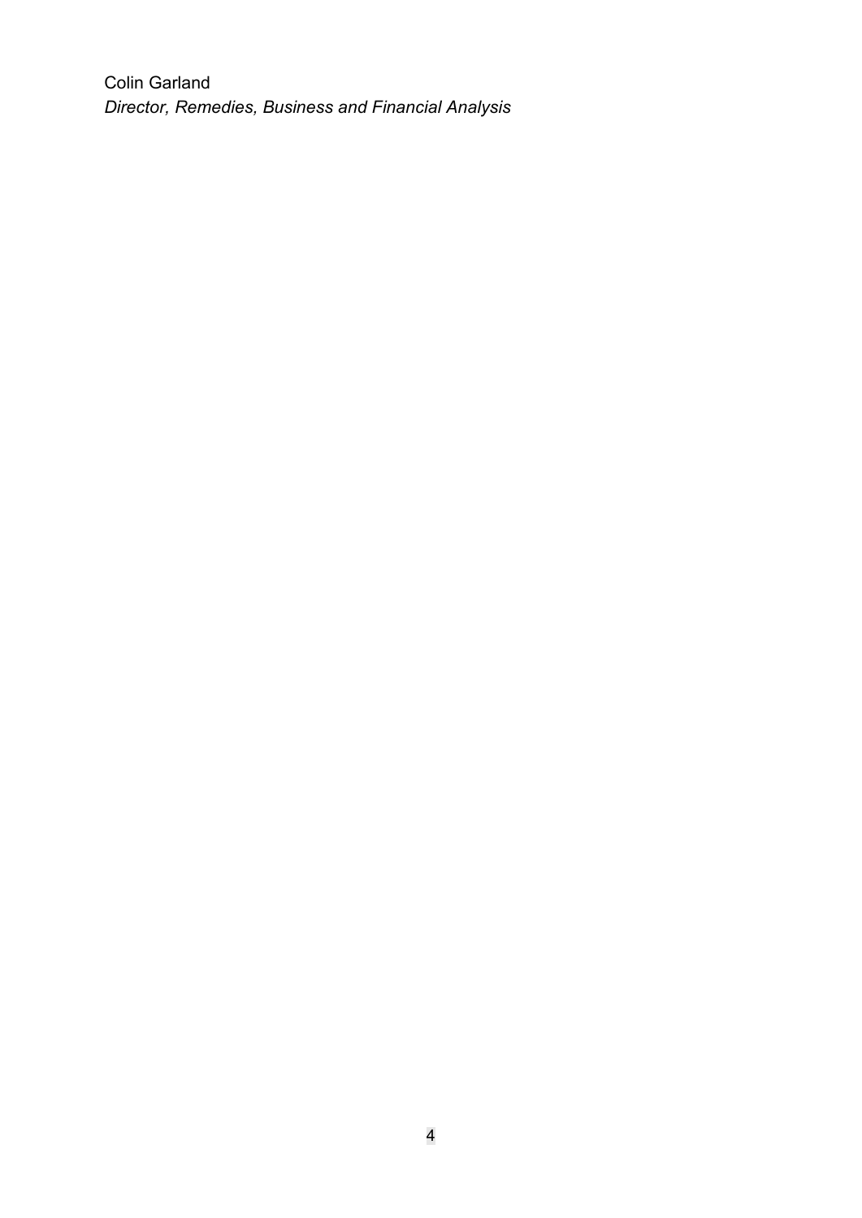Colin Garland
*Director, Remedies, Business and Financial Analysis*